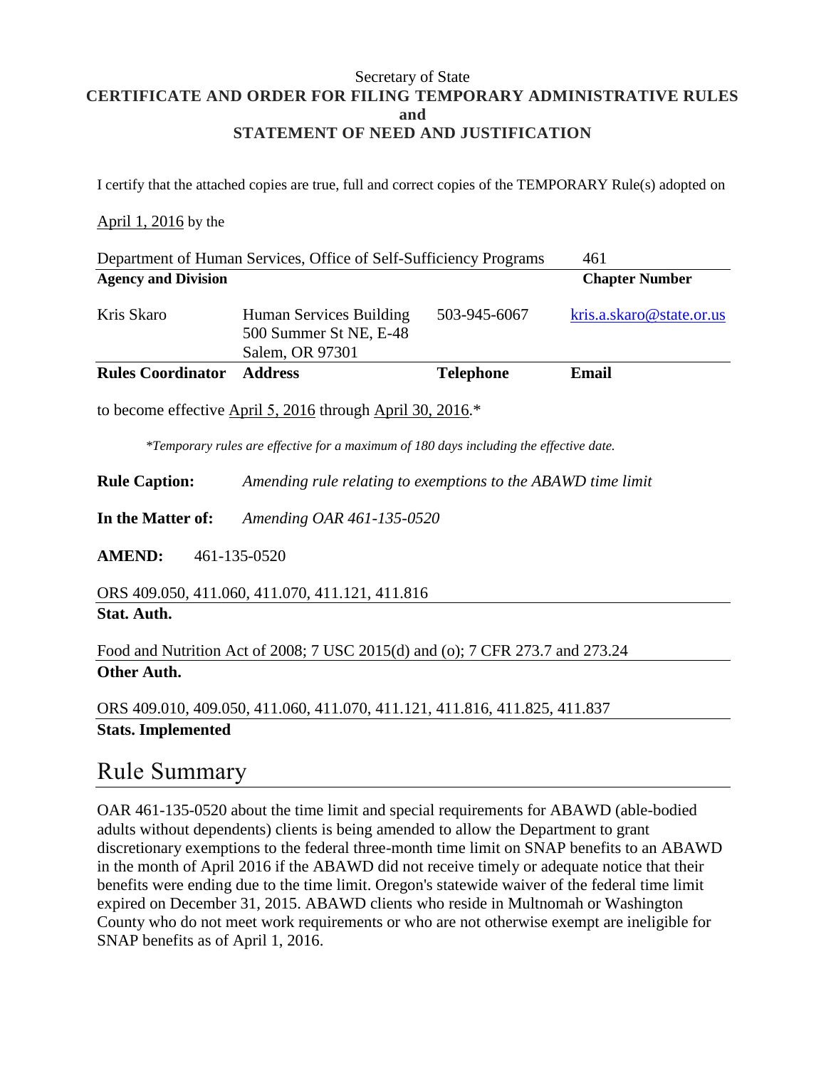Secretary of State

**CERTIFICATE AND ORDER FOR FILING TEMPORARY ADMINISTRATIVE RULES**
**and**
**STATEMENT OF NEED AND JUSTIFICATION**

I certify that the attached copies are true, full and correct copies of the TEMPORARY Rule(s) adopted on

April 1, 2016 by the

| Department of Human Services, Office of Self-Sufficiency Programs | 461 |
|---|---|
| **Agency and Division** | **Chapter Number** |

| Kris Skaro | Human Services Building 500 Summer St NE, E-48 Salem, OR 97301 | 503-945-6067 | kris.a.skaro@state.or.us |
|---|---|---|---|
| **Rules Coordinator** | **Address** | **Telephone** | **Email** |

to become effective April 5, 2016 through April 30, 2016.*

*\*Temporary rules are effective for a maximum of 180 days including the effective date.*

**Rule Caption:** *Amending rule relating to exemptions to the ABAWD time limit*

**In the Matter of:** *Amending OAR 461-135-0520*

**AMEND:** 461-135-0520

ORS 409.050, 411.060, 411.070, 411.121, 411.816
**Stat. Auth.**

Food and Nutrition Act of 2008; 7 USC 2015(d) and (o); 7 CFR 273.7 and 273.24
**Other Auth.**

ORS 409.010, 409.050, 411.060, 411.070, 411.121, 411.816, 411.825, 411.837
**Stats. Implemented**

# Rule Summary

OAR 461-135-0520 about the time limit and special requirements for ABAWD (able-bodied adults without dependents) clients is being amended to allow the Department to grant discretionary exemptions to the federal three-month time limit on SNAP benefits to an ABAWD in the month of April 2016 if the ABAWD did not receive timely or adequate notice that their benefits were ending due to the time limit. Oregon's statewide waiver of the federal time limit expired on December 31, 2015. ABAWD clients who reside in Multnomah or Washington County who do not meet work requirements or who are not otherwise exempt are ineligible for SNAP benefits as of April 1, 2016.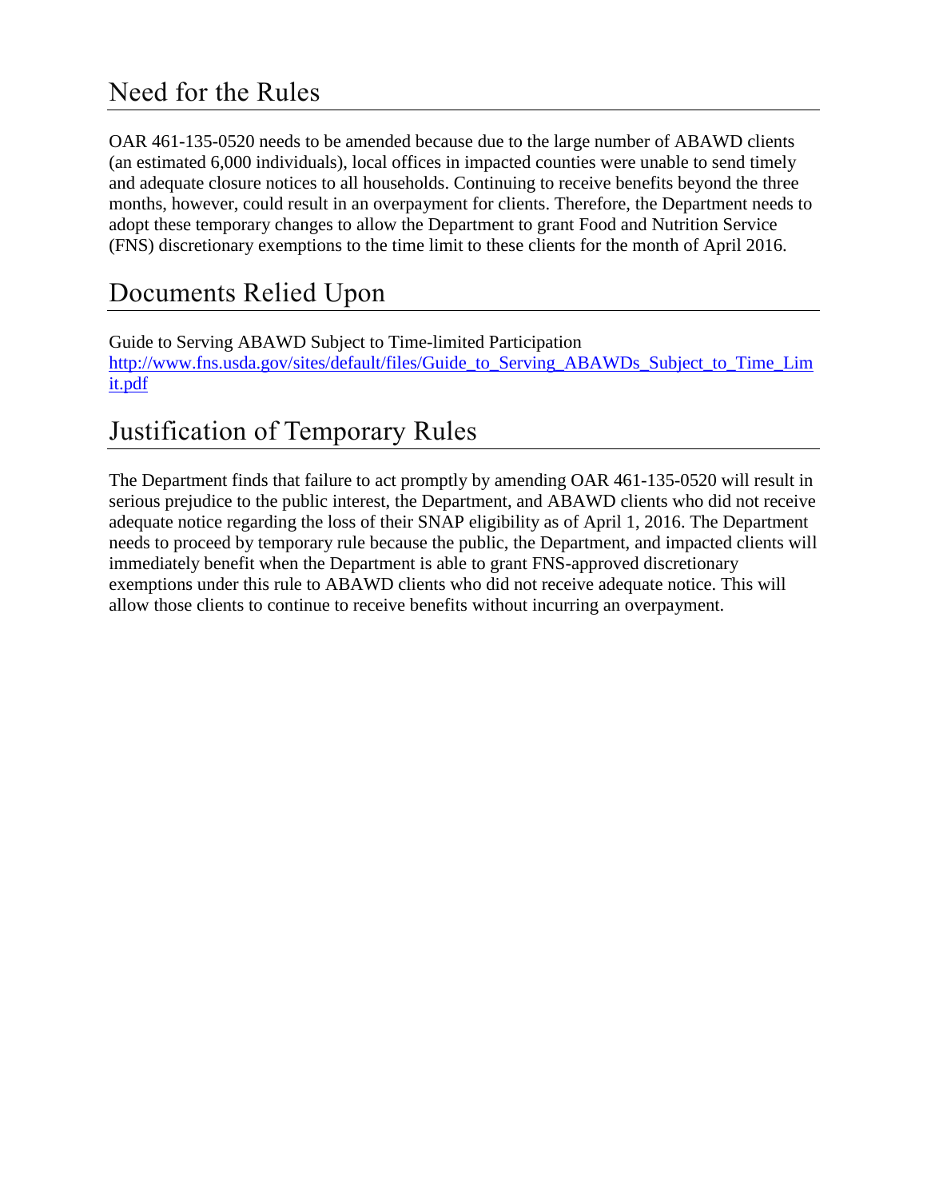## Need for the Rules

OAR 461-135-0520 needs to be amended because due to the large number of ABAWD clients (an estimated 6,000 individuals), local offices in impacted counties were unable to send timely and adequate closure notices to all households. Continuing to receive benefits beyond the three months, however, could result in an overpayment for clients. Therefore, the Department needs to adopt these temporary changes to allow the Department to grant Food and Nutrition Service (FNS) discretionary exemptions to the time limit to these clients for the month of April 2016.

## Documents Relied Upon

Guide to Serving ABAWD Subject to Time-limited Participation
[http://www.fns.usda.gov/sites/default/files/Guide_to_Serving_ABAWDs_Subject_to_Time_Limit.pdf](http://www.fns.usda.gov/sites/default/files/Guide_to_Serving_ABAWDs_Subject_to_Time_Limit.pdf)

## Justification of Temporary Rules

The Department finds that failure to act promptly by amending OAR 461-135-0520 will result in serious prejudice to the public interest, the Department, and ABAWD clients who did not receive adequate notice regarding the loss of their SNAP eligibility as of April 1, 2016. The Department needs to proceed by temporary rule because the public, the Department, and impacted clients will immediately benefit when the Department is able to grant FNS-approved discretionary exemptions under this rule to ABAWD clients who did not receive adequate notice. This will allow those clients to continue to receive benefits without incurring an overpayment.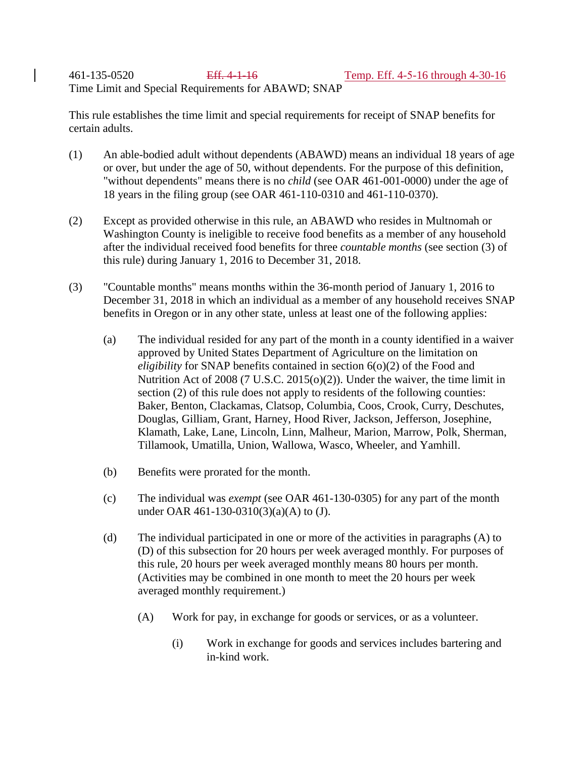461-135-0520 ~~Eff. 4-1-16~~ Temp. Eff. 4-5-16 through 4-30-16

Time Limit and Special Requirements for ABAWD; SNAP

This rule establishes the time limit and special requirements for receipt of SNAP benefits for certain adults.

(1) An able-bodied adult without dependents (ABAWD) means an individual 18 years of age or over, but under the age of 50, without dependents. For the purpose of this definition, "without dependents" means there is no *child* (see OAR 461-001-0000) under the age of 18 years in the filing group (see OAR 461-110-0310 and 461-110-0370).

(2) Except as provided otherwise in this rule, an ABAWD who resides in Multnomah or Washington County is ineligible to receive food benefits as a member of any household after the individual received food benefits for three *countable months* (see section (3) of this rule) during January 1, 2016 to December 31, 2018.

(3) "Countable months" means months within the 36-month period of January 1, 2016 to December 31, 2018 in which an individual as a member of any household receives SNAP benefits in Oregon or in any other state, unless at least one of the following applies:

(a) The individual resided for any part of the month in a county identified in a waiver approved by United States Department of Agriculture on the limitation on *eligibility* for SNAP benefits contained in section 6(o)(2) of the Food and Nutrition Act of 2008 (7 U.S.C. 2015(o)(2)). Under the waiver, the time limit in section (2) of this rule does not apply to residents of the following counties: Baker, Benton, Clackamas, Clatsop, Columbia, Coos, Crook, Curry, Deschutes, Douglas, Gilliam, Grant, Harney, Hood River, Jackson, Jefferson, Josephine, Klamath, Lake, Lane, Lincoln, Linn, Malheur, Marion, Marrow, Polk, Sherman, Tillamook, Umatilla, Union, Wallowa, Wasco, Wheeler, and Yamhill.

(b) Benefits were prorated for the month.

(c) The individual was *exempt* (see OAR 461-130-0305) for any part of the month under OAR 461-130-0310(3)(a)(A) to (J).

(d) The individual participated in one or more of the activities in paragraphs (A) to (D) of this subsection for 20 hours per week averaged monthly. For purposes of this rule, 20 hours per week averaged monthly means 80 hours per month. (Activities may be combined in one month to meet the 20 hours per week averaged monthly requirement.)

(A) Work for pay, in exchange for goods or services, or as a volunteer.

(i) Work in exchange for goods and services includes bartering and in-kind work.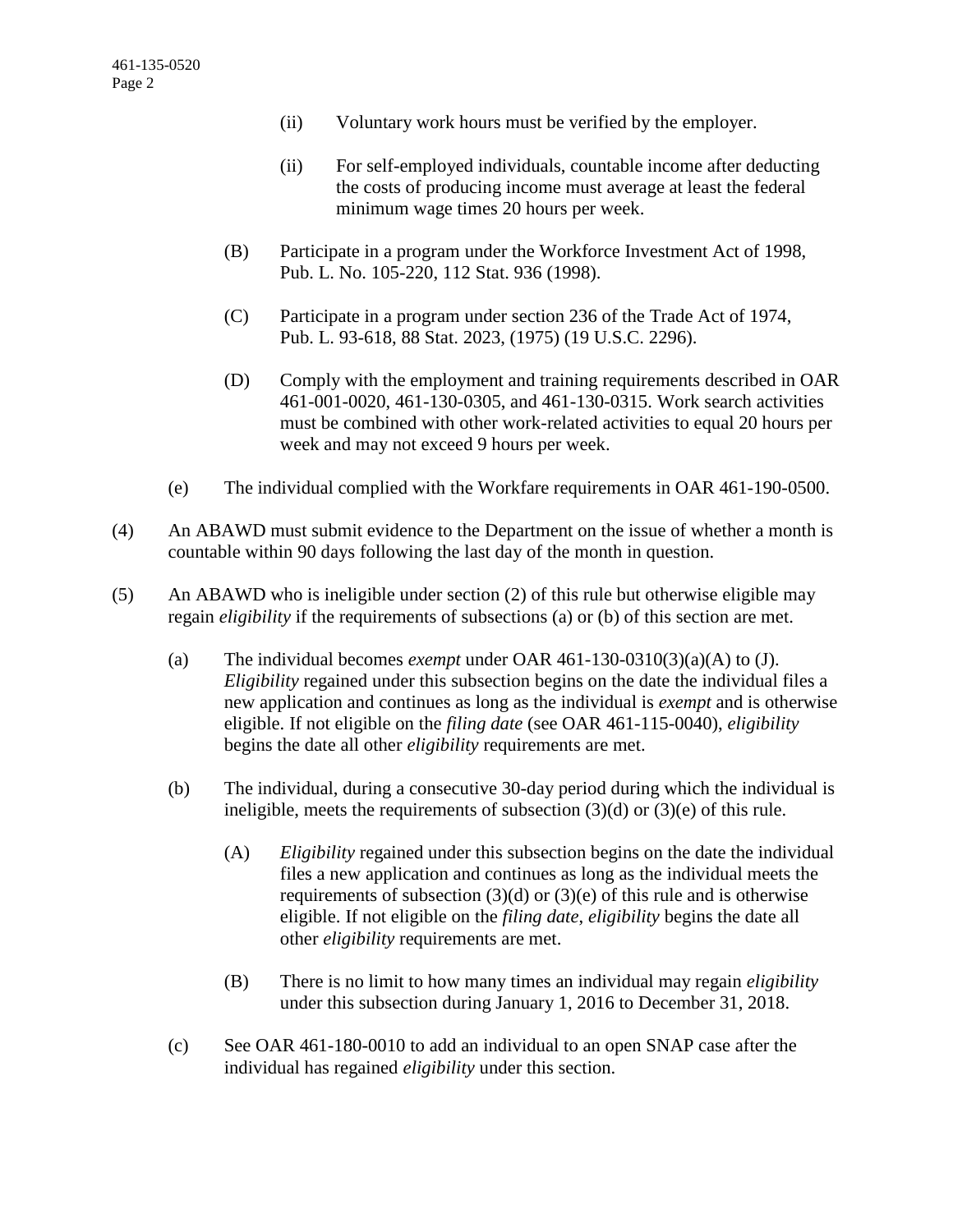(ii) Voluntary work hours must be verified by the employer.

(ii) For self-employed individuals, countable income after deducting the costs of producing income must average at least the federal minimum wage times 20 hours per week.

(B) Participate in a program under the Workforce Investment Act of 1998, Pub. L. No. 105-220, 112 Stat. 936 (1998).

(C) Participate in a program under section 236 of the Trade Act of 1974, Pub. L. 93-618, 88 Stat. 2023, (1975) (19 U.S.C. 2296).

(D) Comply with the employment and training requirements described in OAR 461-001-0020, 461-130-0305, and 461-130-0315. Work search activities must be combined with other work-related activities to equal 20 hours per week and may not exceed 9 hours per week.

(e) The individual complied with the Workfare requirements in OAR 461-190-0500.

(4) An ABAWD must submit evidence to the Department on the issue of whether a month is countable within 90 days following the last day of the month in question.

(5) An ABAWD who is ineligible under section (2) of this rule but otherwise eligible may regain *eligibility* if the requirements of subsections (a) or (b) of this section are met.

(a) The individual becomes *exempt* under OAR 461-130-0310(3)(a)(A) to (J). *Eligibility* regained under this subsection begins on the date the individual files a new application and continues as long as the individual is *exempt* and is otherwise eligible. If not eligible on the *filing date* (see OAR 461-115-0040), *eligibility* begins the date all other *eligibility* requirements are met.

(b) The individual, during a consecutive 30-day period during which the individual is ineligible, meets the requirements of subsection (3)(d) or (3)(e) of this rule.

(A) *Eligibility* regained under this subsection begins on the date the individual files a new application and continues as long as the individual meets the requirements of subsection (3)(d) or (3)(e) of this rule and is otherwise eligible. If not eligible on the *filing date*, *eligibility* begins the date all other *eligibility* requirements are met.

(B) There is no limit to how many times an individual may regain *eligibility* under this subsection during January 1, 2016 to December 31, 2018.

(c) See OAR 461-180-0010 to add an individual to an open SNAP case after the individual has regained *eligibility* under this section.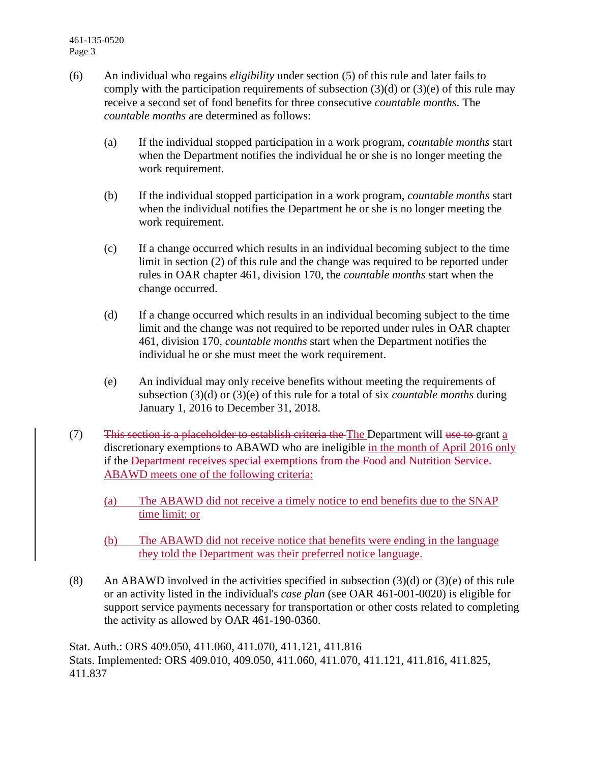(6) An individual who regains *eligibility* under section (5) of this rule and later fails to comply with the participation requirements of subsection (3)(d) or (3)(e) of this rule may receive a second set of food benefits for three consecutive *countable months*. The *countable months* are determined as follows:

(a) If the individual stopped participation in a work program, *countable months* start when the Department notifies the individual he or she is no longer meeting the work requirement.

(b) If the individual stopped participation in a work program, *countable months* start when the individual notifies the Department he or she is no longer meeting the work requirement.

(c) If a change occurred which results in an individual becoming subject to the time limit in section (2) of this rule and the change was required to be reported under rules in OAR chapter 461, division 170, the *countable months* start when the change occurred.

(d) If a change occurred which results in an individual becoming subject to the time limit and the change was not required to be reported under rules in OAR chapter 461, division 170, *countable months* start when the Department notifies the individual he or she must meet the work requirement.

(e) An individual may only receive benefits without meeting the requirements of subsection (3)(d) or (3)(e) of this rule for a total of six *countable months* during January 1, 2016 to December 31, 2018.

(7) ~~This section is a placeholder to establish criteria the~~ The Department will ~~use to~~ grant a discretionary exemption~~s~~ to ABAWD who are ineligible in the month of April 2016 only if the ~~Department receives special exemptions from the Food and Nutrition Service.~~ ABAWD meets one of the following criteria:

(a) The ABAWD did not receive a timely notice to end benefits due to the SNAP time limit; or

(b) The ABAWD did not receive notice that benefits were ending in the language they told the Department was their preferred notice language.

(8) An ABAWD involved in the activities specified in subsection (3)(d) or (3)(e) of this rule or an activity listed in the individual's *case plan* (see OAR 461-001-0020) is eligible for support service payments necessary for transportation or other costs related to completing the activity as allowed by OAR 461-190-0360.

Stat. Auth.: ORS 409.050, 411.060, 411.070, 411.121, 411.816
Stats. Implemented: ORS 409.010, 409.050, 411.060, 411.070, 411.121, 411.816, 411.825, 411.837